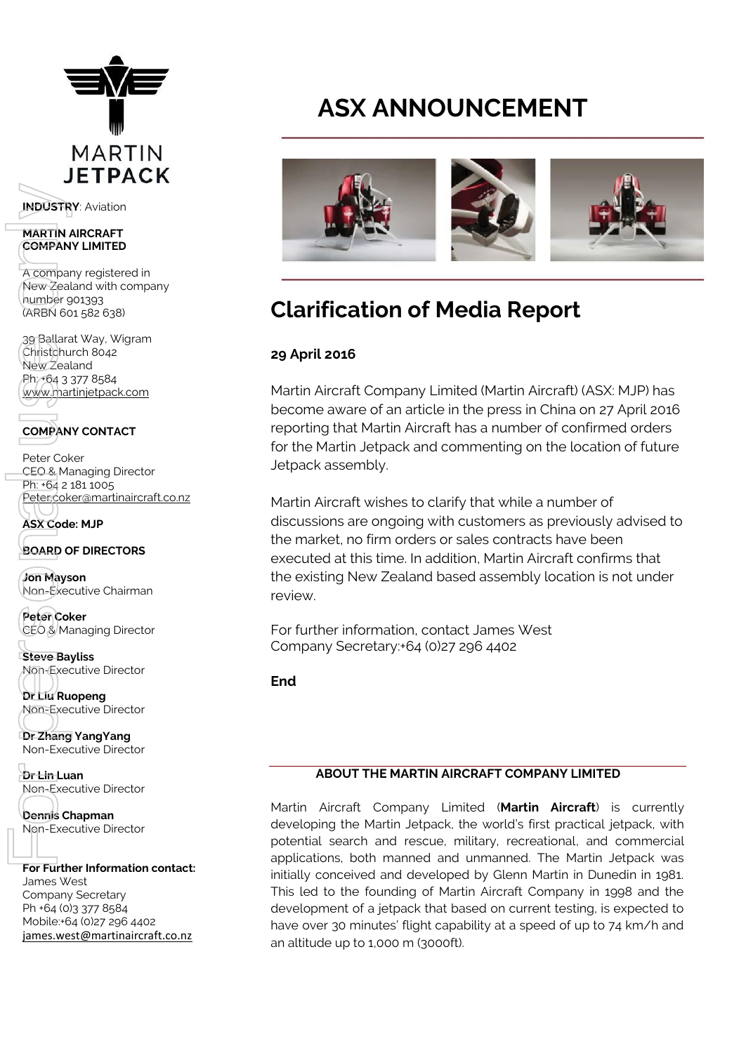MARTIN JETPACK

**INDUSTRY**: Aviation

**MARTIN AIRCRAFT COMPANY LIMITED**

A company registered in New Zealand with company number 901393 (ARBN 601 582 638)

39 Ballarat Way, Wigram
Christchurch 8042
New Zealand
Ph: +64 3 377 8584
www.martinjetpack.com

**COMPANY CONTACT**

Peter Coker
CEO & Managing Director
Ph: +64 2 181 1005
Peter.coker@martinaircraft.co.nz

**ASX Code: MJP**

**BOARD OF DIRECTORS**

**Jon Mayson**
Non-Executive Chairman

**Peter Coker**
CEO & Managing Director

**Steve Bayliss**
Non-Executive Director

**Dr Liu Ruopeng**
Non-Executive Director

**Dr Zhang YangYang**
Non-Executive Director

**Dr Lin Luan**
Non-Executive Director

**Dennis Chapman**
Non-Executive Director

**For Further Information contact:**
James West
Company Secretary
Ph +64 (0)3 377 8584
Mobile:+64 (0)27 296 4402
james.west@martinaircraft.co.nz

# ASX ANNOUNCEMENT

## Clarification of Media Report

**29 April 2016**

Martin Aircraft Company Limited (Martin Aircraft) (ASX: MJP) has become aware of an article in the press in China on 27 April 2016 reporting that Martin Aircraft has a number of confirmed orders for the Martin Jetpack and commenting on the location of future Jetpack assembly.

Martin Aircraft wishes to clarify that while a number of discussions are ongoing with customers as previously advised to the market, no firm orders or sales contracts have been executed at this time. In addition, Martin Aircraft confirms that the existing New Zealand based assembly location is not under review.

For further information, contact James West
Company Secretary:+64 (0)27 296 4402

**End**

**ABOUT THE MARTIN AIRCRAFT COMPANY LIMITED**

Martin Aircraft Company Limited (**Martin Aircraft**) is currently developing the Martin Jetpack, the world's first practical jetpack, with potential search and rescue, military, recreational, and commercial applications, both manned and unmanned. The Martin Jetpack was initially conceived and developed by Glenn Martin in Dunedin in 1981. This led to the founding of Martin Aircraft Company in 1998 and the development of a jetpack that based on current testing, is expected to have over 30 minutes' flight capability at a speed of up to 74 km/h and an altitude up to 1,000 m (3000ft).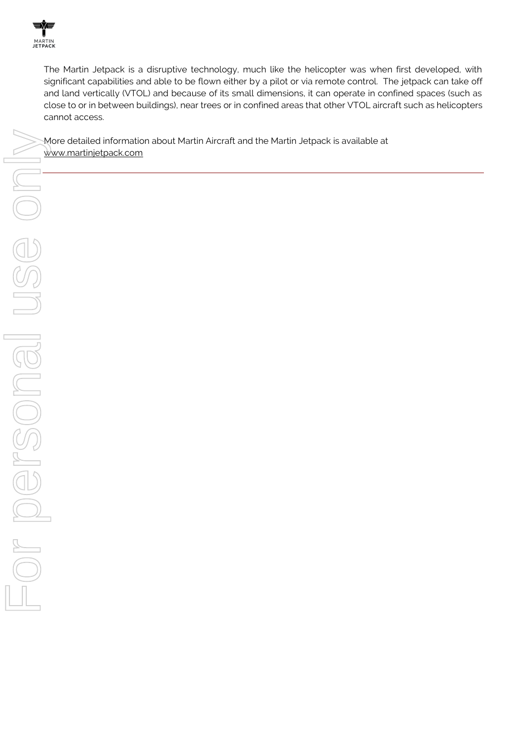The Martin Jetpack is a disruptive technology, much like the helicopter was when first developed, with significant capabilities and able to be flown either by a pilot or via remote control. The jetpack can take off and land vertically (VTOL) and because of its small dimensions, it can operate in confined spaces (such as close to or in between buildings), near trees or in confined areas that other VTOL aircraft such as helicopters cannot access.

More detailed information about Martin Aircraft and the Martin Jetpack is available at www.martinjetpack.com

---